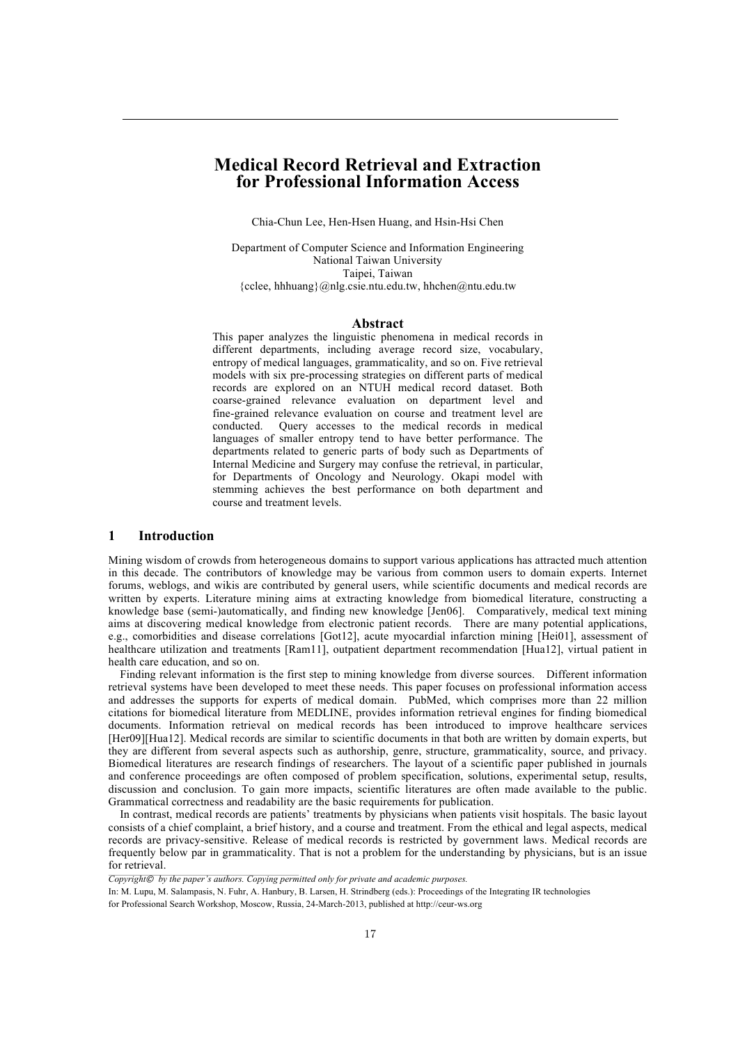# Medical Record Retrieval and Extraction for Professional Information Access

Chia-Chun Lee, Hen-Hsen Huang, and Hsin-Hsi Chen

Department of Computer Science and Information Engineering
National Taiwan University
Taipei, Taiwan
{cclee, hhhuang}@nlg.csie.ntu.edu.tw, hhchen@ntu.edu.tw

## Abstract

This paper analyzes the linguistic phenomena in medical records in different departments, including average record size, vocabulary, entropy of medical languages, grammaticality, and so on. Five retrieval models with six pre-processing strategies on different parts of medical records are explored on an NTUH medical record dataset. Both coarse-grained relevance evaluation on department level and fine-grained relevance evaluation on course and treatment level are conducted. Query accesses to the medical records in medical languages of smaller entropy tend to have better performance. The departments related to generic parts of body such as Departments of Internal Medicine and Surgery may confuse the retrieval, in particular, for Departments of Oncology and Neurology. Okapi model with stemming achieves the best performance on both department and course and treatment levels.

## 1 Introduction

Mining wisdom of crowds from heterogeneous domains to support various applications has attracted much attention in this decade. The contributors of knowledge may be various from common users to domain experts. Internet forums, weblogs, and wikis are contributed by general users, while scientific documents and medical records are written by experts. Literature mining aims at extracting knowledge from biomedical literature, constructing a knowledge base (semi-)automatically, and finding new knowledge [Jen06]. Comparatively, medical text mining aims at discovering medical knowledge from electronic patient records. There are many potential applications, e.g., comorbidities and disease correlations [Got12], acute myocardial infarction mining [Hei01], assessment of healthcare utilization and treatments [Ram11], outpatient department recommendation [Hua12], virtual patient in health care education, and so on.

Finding relevant information is the first step to mining knowledge from diverse sources. Different information retrieval systems have been developed to meet these needs. This paper focuses on professional information access and addresses the supports for experts of medical domain. PubMed, which comprises more than 22 million citations for biomedical literature from MEDLINE, provides information retrieval engines for finding biomedical documents. Information retrieval on medical records has been introduced to improve healthcare services [Her09][Hua12]. Medical records are similar to scientific documents in that both are written by domain experts, but they are different from several aspects such as authorship, genre, structure, grammaticality, source, and privacy. Biomedical literatures are research findings of researchers. The layout of a scientific paper published in journals and conference proceedings are often composed of problem specification, solutions, experimental setup, results, discussion and conclusion. To gain more impacts, scientific literatures are often made available to the public. Grammatical correctness and readability are the basic requirements for publication.

In contrast, medical records are patients' treatments by physicians when patients visit hospitals. The basic layout consists of a chief complaint, a brief history, and a course and treatment. From the ethical and legal aspects, medical records are privacy-sensitive. Release of medical records is restricted by government laws. Medical records are frequently below par in grammaticality. That is not a problem for the understanding by physicians, but is an issue for retrieval.

*Copyright© by the paper's authors. Copying permitted only for private and academic purposes.*

In: M. Lupu, M. Salampasis, N. Fuhr, A. Hanbury, B. Larsen, H. Strindberg (eds.): Proceedings of the Integrating IR technologies for Professional Search Workshop, Moscow, Russia, 24-March-2013, published at http://ceur-ws.org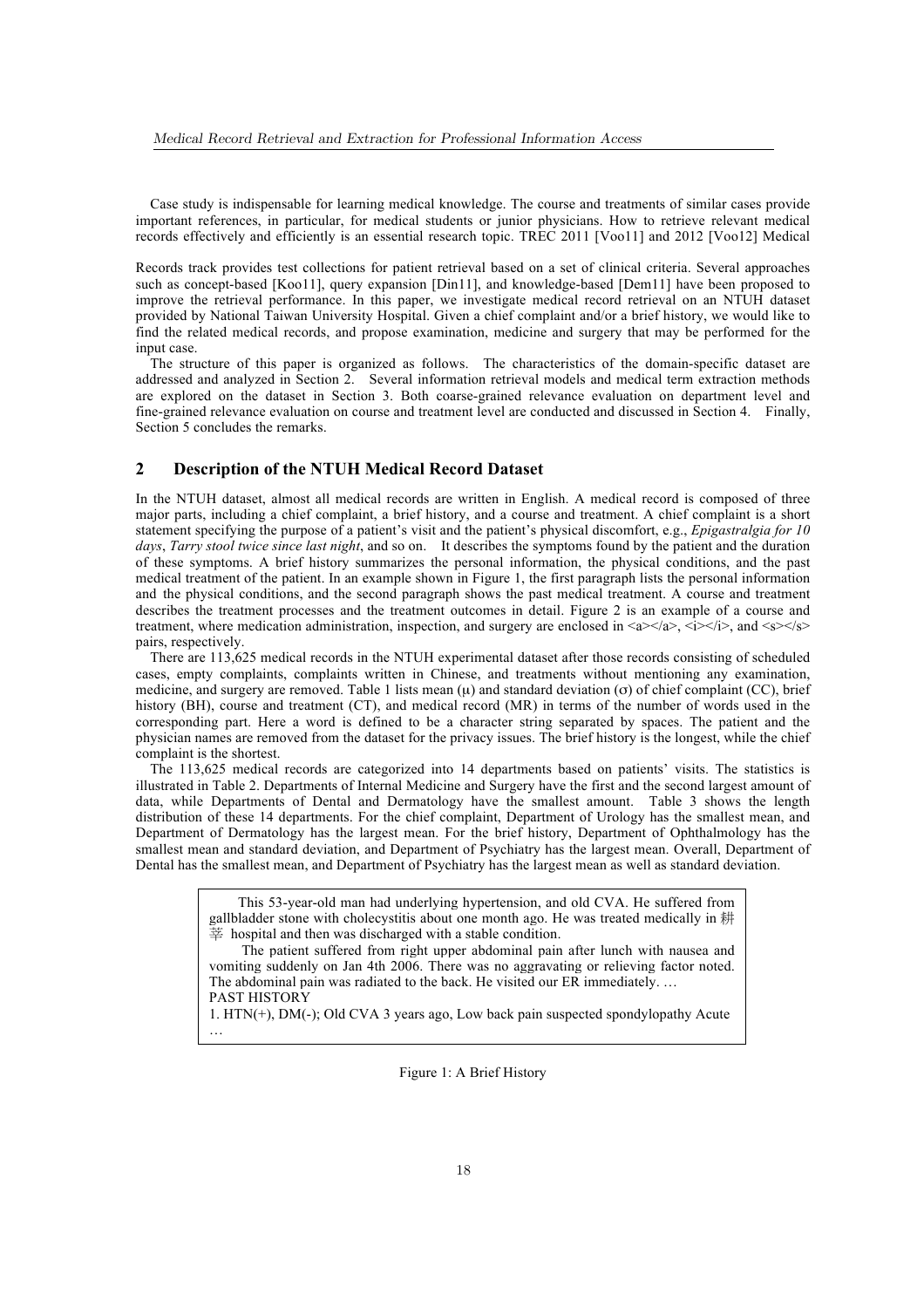Case study is indispensable for learning medical knowledge. The course and treatments of similar cases provide important references, in particular, for medical students or junior physicians. How to retrieve relevant medical records effectively and efficiently is an essential research topic. TREC 2011 [Voo11] and 2012 [Voo12] Medical

Records track provides test collections for patient retrieval based on a set of clinical criteria. Several approaches such as concept-based [Koo11], query expansion [Din11], and knowledge-based [Dem11] have been proposed to improve the retrieval performance. In this paper, we investigate medical record retrieval on an NTUH dataset provided by National Taiwan University Hospital. Given a chief complaint and/or a brief history, we would like to find the related medical records, and propose examination, medicine and surgery that may be performed for the input case.

The structure of this paper is organized as follows. The characteristics of the domain-specific dataset are addressed and analyzed in Section 2. Several information retrieval models and medical term extraction methods are explored on the dataset in Section 3. Both coarse-grained relevance evaluation on department level and fine-grained relevance evaluation on course and treatment level are conducted and discussed in Section 4. Finally, Section 5 concludes the remarks.

## 2 Description of the NTUH Medical Record Dataset

In the NTUH dataset, almost all medical records are written in English. A medical record is composed of three major parts, including a chief complaint, a brief history, and a course and treatment. A chief complaint is a short statement specifying the purpose of a patient's visit and the patient's physical discomfort, e.g., *Epigastralgia for 10 days*, *Tarry stool twice since last night*, and so on. It describes the symptoms found by the patient and the duration of these symptoms. A brief history summarizes the personal information, the physical conditions, and the past medical treatment of the patient. In an example shown in Figure 1, the first paragraph lists the personal information and the physical conditions, and the second paragraph shows the past medical treatment. A course and treatment describes the treatment processes and the treatment outcomes in detail. Figure 2 is an example of a course and treatment, where medication administration, inspection, and surgery are enclosed in <a></a>, <i></i>, and <s></s> pairs, respectively.

There are 113,625 medical records in the NTUH experimental dataset after those records consisting of scheduled cases, empty complaints, complaints written in Chinese, and treatments without mentioning any examination, medicine, and surgery are removed. Table 1 lists mean ($\mu$) and standard deviation ($\sigma$) of chief complaint (CC), brief history (BH), course and treatment (CT), and medical record (MR) in terms of the number of words used in the corresponding part. Here a word is defined to be a character string separated by spaces. The patient and the physician names are removed from the dataset for the privacy issues. The brief history is the longest, while the chief complaint is the shortest.

The 113,625 medical records are categorized into 14 departments based on patients' visits. The statistics is illustrated in Table 2. Departments of Internal Medicine and Surgery have the first and the second largest amount of data, while Departments of Dental and Dermatology have the smallest amount. Table 3 shows the length distribution of these 14 departments. For the chief complaint, Department of Urology has the smallest mean, and Department of Dermatology has the largest mean. For the brief history, Department of Ophthalmology has the smallest mean and standard deviation, and Department of Psychiatry has the largest mean. Overall, Department of Dental has the smallest mean, and Department of Psychiatry has the largest mean as well as standard deviation.

> This 53-year-old man had underlying hypertension, and old CVA. He suffered from gallbladder stone with cholecystitis about one month ago. He was treated medically in 耕莘 hospital and then was discharged with a stable condition.
>
> The patient suffered from right upper abdominal pain after lunch with nausea and vomiting suddenly on Jan 4th 2006. There was no aggravating or relieving factor noted. The abdominal pain was radiated to the back. He visited our ER immediately. …
>
> PAST HISTORY
>
> 1. HTN(+), DM(-); Old CVA 3 years ago, Low back pain suspected spondylopathy Acute …

Figure 1: A Brief History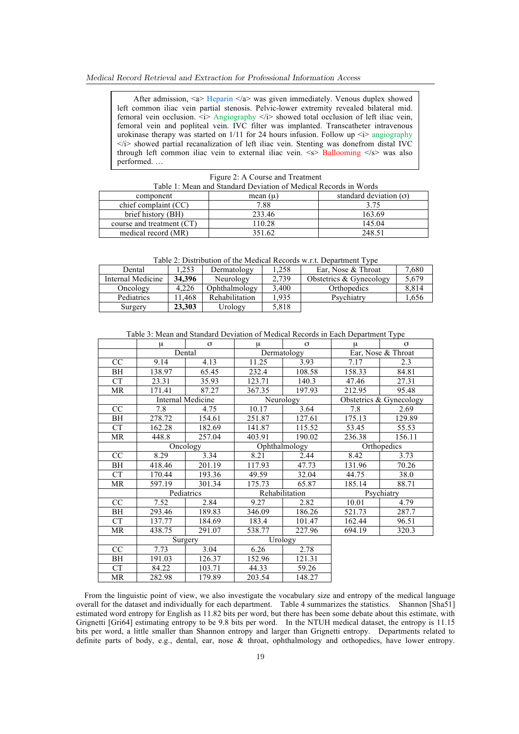After admission, <a> Heparin </a> was given immediately. Venous duplex showed left common iliac vein partial stenosis. Pelvic-lower extremity revealed bilateral mid. femoral vein occlusion. <i> Angiography </i> showed total occlusion of left iliac vein, femoral vein and popliteal vein. IVC filter was implanted. Transcatheter intravenous urokinase therapy was started on 1/11 for 24 hours infusion. Follow up <i> angiography </i> showed partial recanalization of left iliac vein. Stenting was donefrom distal IVC through left common iliac vein to external iliac vein. <s> Ballooming </s> was also performed. …

Figure 2: A Course and Treatment

Table 1: Mean and Standard Deviation of Medical Records in Words

| component | mean (μ) | standard deviation (σ) |
|---|---|---|
| chief complaint (CC) | 7.88 | 3.75 |
| brief history (BH) | 233.46 | 163.69 |
| course and treatment (CT) | 110.28 | 145.04 |
| medical record (MR) | 351.62 | 248.51 |

Table 2: Distribution of the Medical Records w.r.t. Department Type

| Dental | 1,253 | Dermatology | 1,258 | Ear, Nose & Throat | 7,680 |
|---|---|---|---|---|---|
| Internal Medicine | **34,396** | Neurology | 2,739 | Obstetrics & Gynecology | 5,679 |
| Oncology | 4,226 | Ophthalmology | 3,400 | Orthopedics | 8,814 |
| Pediatrics | 11,468 | Rehabilitation | 1,935 | Psychiatry | 1,656 |
| Surgery | **23,303** | Urology | 5,818 | | |

Table 3: Mean and Standard Deviation of Medical Records in Each Department Type

| | μ | σ | μ | σ | μ | σ |
|---|---|---|---|---|---|---|
| | Dental | | Dermatology | | Ear, Nose & Throat | |
| CC | 9.14 | 4.13 | 11.25 | 3.93 | 7.17 | 2.3 |
| BH | 138.97 | 65.45 | 232.4 | 108.58 | 158.33 | 84.81 |
| CT | 23.31 | 35.93 | 123.71 | 140.3 | 47.46 | 27.31 |
| MR | 171.41 | 87.27 | 367.35 | 197.93 | 212.95 | 95.48 |
| | Internal Medicine | | Neurology | | Obstetrics & Gynecology | |
| CC | 7.8 | 4.75 | 10.17 | 3.64 | 7.8 | 2.69 |
| BH | 278.72 | 154.61 | 251.87 | 127.61 | 175.13 | 129.89 |
| CT | 162.28 | 182.69 | 141.87 | 115.52 | 53.45 | 55.53 |
| MR | 448.8 | 257.04 | 403.91 | 190.02 | 236.38 | 156.11 |
| | Oncology | | Ophthalmology | | Orthopedics | |
| CC | 8.29 | 3.34 | 8.21 | 2.44 | 8.42 | 3.73 |
| BH | 418.46 | 201.19 | 117.93 | 47.73 | 131.96 | 70.26 |
| CT | 170.44 | 193.36 | 49.59 | 32.04 | 44.75 | 38.0 |
| MR | 597.19 | 301.34 | 175.73 | 65.87 | 185.14 | 88.71 |
| | Pediatrics | | Rehabilitation | | Psychiatry | |
| CC | 7.52 | 2.84 | 9.27 | 2.82 | 10.01 | 4.79 |
| BH | 293.46 | 189.83 | 346.09 | 186.26 | 521.73 | 287.7 |
| CT | 137.77 | 184.69 | 183.4 | 101.47 | 162.44 | 96.51 |
| MR | 438.75 | 291.07 | 538.77 | 227.96 | 694.19 | 320.3 |
| | Surgery | | Urology | | | |
| CC | 7.73 | 3.04 | 6.26 | 2.78 | | |
| BH | 191.03 | 126.37 | 152.96 | 121.31 | | |
| CT | 84.22 | 103.71 | 44.33 | 59.26 | | |
| MR | 282.98 | 179.89 | 203.54 | 148.27 | | |

From the linguistic point of view, we also investigate the vocabulary size and entropy of the medical language overall for the dataset and individually for each department. Table 4 summarizes the statistics. Shannon [Sha51] estimated word entropy for English as 11.82 bits per word, but there has been some debate about this estimate, with Grignetti [Gri64] estimating entropy to be 9.8 bits per word. In the NTUH medical dataset, the entropy is 11.15 bits per word, a little smaller than Shannon entropy and larger than Grignetti entropy. Departments related to definite parts of body, e.g., dental, ear, nose & throat, ophthalmology and orthopedics, have lower entropy.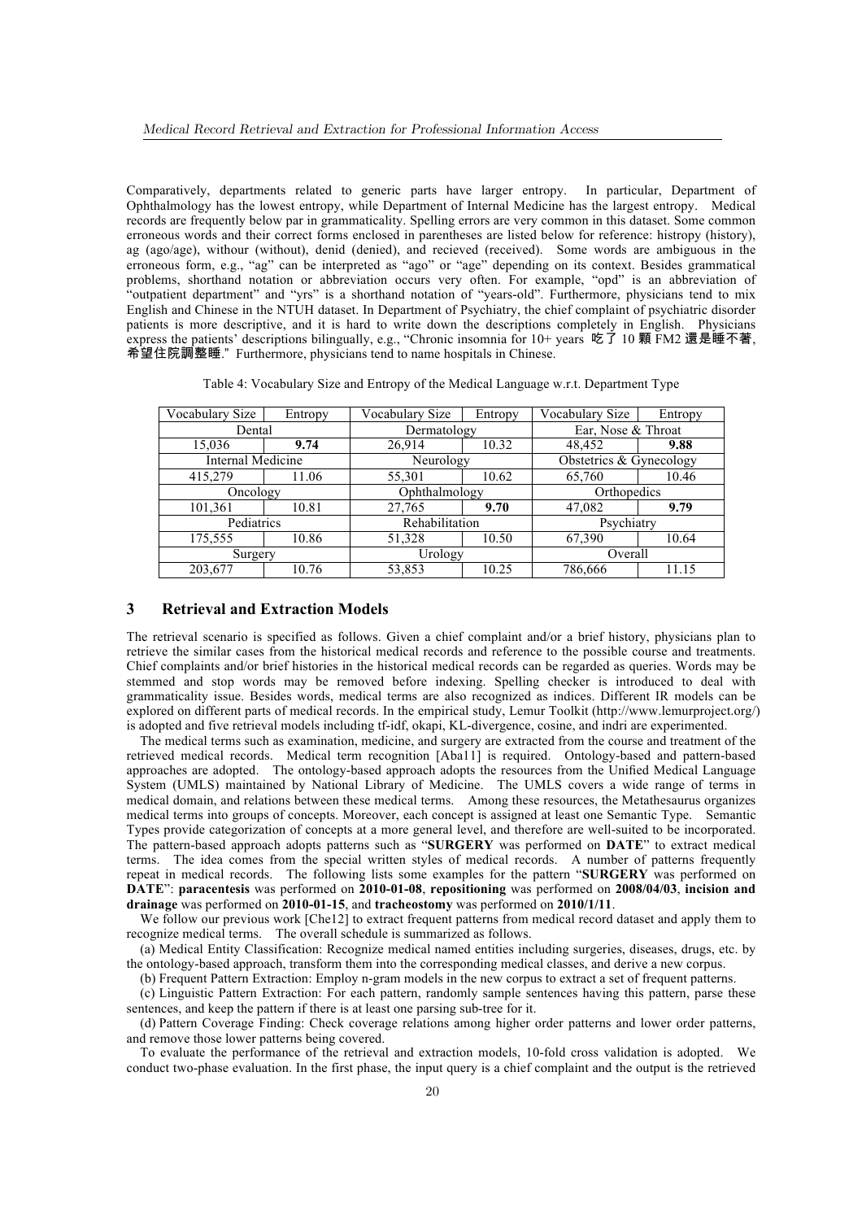Comparatively, departments related to generic parts have larger entropy. In particular, Department of Ophthalmology has the lowest entropy, while Department of Internal Medicine has the largest entropy. Medical records are frequently below par in grammaticality. Spelling errors are very common in this dataset. Some common erroneous words and their correct forms enclosed in parentheses are listed below for reference: histropy (history), ag (ago/age), withour (without), denid (denied), and recieved (received). Some words are ambiguous in the erroneous form, e.g., "ag" can be interpreted as "ago" or "age" depending on its context. Besides grammatical problems, shorthand notation or abbreviation occurs very often. For example, "opd" is an abbreviation of "outpatient department" and "yrs" is a shorthand notation of "years-old". Furthermore, physicians tend to mix English and Chinese in the NTUH dataset. In Department of Psychiatry, the chief complaint of psychiatric disorder patients is more descriptive, and it is hard to write down the descriptions completely in English. Physicians express the patients' descriptions bilingually, e.g., "Chronic insomnia for 10+ years **吃了 10 顆** FM2 **還是睡不著, 希望住院調整睡**." Furthermore, physicians tend to name hospitals in Chinese.

Table 4: Vocabulary Size and Entropy of the Medical Language w.r.t. Department Type

| Vocabulary Size | Entropy | Vocabulary Size | Entropy | Vocabulary Size | Entropy |
|---|---|---|---|---|---|
| Dental | | Dermatology | | Ear, Nose & Throat | |
| 15,036 | **9.74** | 26,914 | 10.32 | 48,452 | **9.88** |
| Internal Medicine | | Neurology | | Obstetrics & Gynecology | |
| 415,279 | 11.06 | 55,301 | 10.62 | 65,760 | 10.46 |
| Oncology | | Ophthalmology | | Orthopedics | |
| 101,361 | 10.81 | 27,765 | **9.70** | 47,082 | **9.79** |
| Pediatrics | | Rehabilitation | | Psychiatry | |
| 175,555 | 10.86 | 51,328 | 10.50 | 67,390 | 10.64 |
| Surgery | | Urology | | Overall | |
| 203,677 | 10.76 | 53,853 | 10.25 | 786,666 | 11.15 |

## 3 Retrieval and Extraction Models

The retrieval scenario is specified as follows. Given a chief complaint and/or a brief history, physicians plan to retrieve the similar cases from the historical medical records and reference to the possible course and treatments. Chief complaints and/or brief histories in the historical medical records can be regarded as queries. Words may be stemmed and stop words may be removed before indexing. Spelling checker is introduced to deal with grammaticality issue. Besides words, medical terms are also recognized as indices. Different IR models can be explored on different parts of medical records. In the empirical study, Lemur Toolkit (http://www.lemurproject.org/) is adopted and five retrieval models including tf-idf, okapi, KL-divergence, cosine, and indri are experimented.

The medical terms such as examination, medicine, and surgery are extracted from the course and treatment of the retrieved medical records. Medical term recognition [Aba11] is required. Ontology-based and pattern-based approaches are adopted. The ontology-based approach adopts the resources from the Unified Medical Language System (UMLS) maintained by National Library of Medicine. The UMLS covers a wide range of terms in medical domain, and relations between these medical terms. Among these resources, the Metathesaurus organizes medical terms into groups of concepts. Moreover, each concept is assigned at least one Semantic Type. Semantic Types provide categorization of concepts at a more general level, and therefore are well-suited to be incorporated. The pattern-based approach adopts patterns such as "**SURGERY** was performed on **DATE**" to extract medical terms. The idea comes from the special written styles of medical records. A number of patterns frequently repeat in medical records. The following lists some examples for the pattern "**SURGERY** was performed on **DATE**": **paracentesis** was performed on **2010-01-08**, **repositioning** was performed on **2008/04/03**, **incision and drainage** was performed on **2010-01-15**, and **tracheostomy** was performed on **2010/1/11**.

We follow our previous work [Che12] to extract frequent patterns from medical record dataset and apply them to recognize medical terms. The overall schedule is summarized as follows.

(a) Medical Entity Classification: Recognize medical named entities including surgeries, diseases, drugs, etc. by the ontology-based approach, transform them into the corresponding medical classes, and derive a new corpus.

(b) Frequent Pattern Extraction: Employ n-gram models in the new corpus to extract a set of frequent patterns.

(c) Linguistic Pattern Extraction: For each pattern, randomly sample sentences having this pattern, parse these sentences, and keep the pattern if there is at least one parsing sub-tree for it.

(d) Pattern Coverage Finding: Check coverage relations among higher order patterns and lower order patterns, and remove those lower patterns being covered.

To evaluate the performance of the retrieval and extraction models, 10-fold cross validation is adopted. We conduct two-phase evaluation. In the first phase, the input query is a chief complaint and the output is the retrieved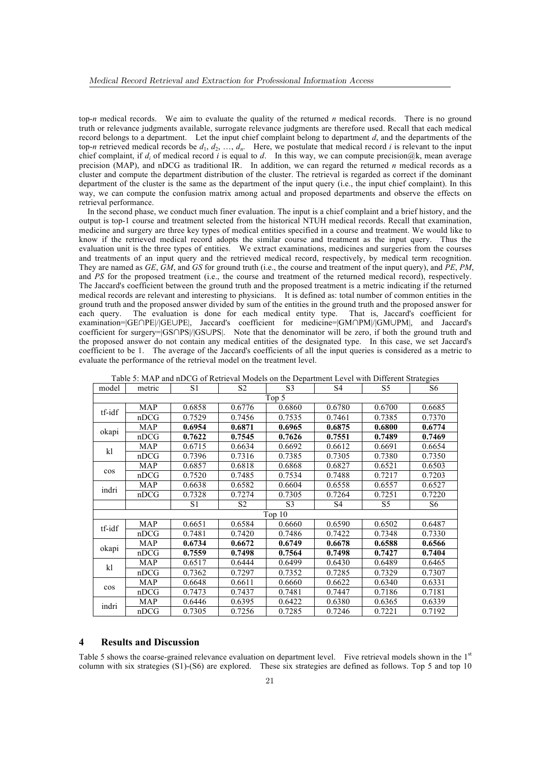top-*n* medical records. We aim to evaluate the quality of the returned *n* medical records. There is no ground truth or relevance judgments available, surrogate relevance judgments are therefore used. Recall that each medical record belongs to a department. Let the input chief complaint belong to department *d*, and the departments of the top-*n* retrieved medical records be $d_1$, $d_2$, …, $d_n$. Here, we postulate that medical record *i* is relevant to the input chief complaint, if $d_i$ of medical record *i* is equal to *d*. In this way, we can compute precision@k, mean average precision (MAP), and nDCG as traditional IR. In addition, we can regard the returned *n* medical records as a cluster and compute the department distribution of the cluster. The retrieval is regarded as correct if the dominant department of the cluster is the same as the department of the input query (i.e., the input chief complaint). In this way, we can compute the confusion matrix among actual and proposed departments and observe the effects on retrieval performance.

In the second phase, we conduct much finer evaluation. The input is a chief complaint and a brief history, and the output is top-1 course and treatment selected from the historical NTUH medical records. Recall that examination, medicine and surgery are three key types of medical entities specified in a course and treatment. We would like to know if the retrieved medical record adopts the similar course and treatment as the input query. Thus the evaluation unit is the three types of entities. We extract examinations, medicines and surgeries from the courses and treatments of an input query and the retrieved medical record, respectively, by medical term recognition. They are named as *GE*, *GM*, and *GS* for ground truth (i.e., the course and treatment of the input query), and *PE*, *PM*, and *PS* for the proposed treatment (i.e., the course and treatment of the returned medical record), respectively. The Jaccard's coefficient between the ground truth and the proposed treatment is a metric indicating if the returned medical records are relevant and interesting to physicians. It is defined as: total number of common entities in the ground truth and the proposed answer divided by sum of the entities in the ground truth and the proposed answer for each query. The evaluation is done for each medical entity type. That is, Jaccard's coefficient for examination=$|GE \cap PE|/|GE \cup PE|$, Jaccard's coefficient for medicine=$|GM \cap PM|/|GM \cup PM|$, and Jaccard's coefficient for surgery=$|GS \cap PS|/|GS \cup PS|$. Note that the denominator will be zero, if both the ground truth and the proposed answer do not contain any medical entities of the designated type. In this case, we set Jaccard's coefficient to be 1. The average of the Jaccard's coefficients of all the input queries is considered as a metric to evaluate the performance of the retrieval model on the treatment level.

Table 5: MAP and nDCG of Retrieval Models on the Department Level with Different Strategies

| model | metric | S1 | S2 | S3 | S4 | S5 | S6 |
|---|---|---|---|---|---|---|---|
| Top 5 | | | | | | | |
| tf-idf | MAP | 0.6858 | 0.6776 | 0.6860 | 0.6780 | 0.6700 | 0.6685 |
| | nDCG | 0.7529 | 0.7456 | 0.7535 | 0.7461 | 0.7385 | 0.7370 |
| okapi | MAP | **0.6954** | **0.6871** | **0.6965** | **0.6875** | **0.6800** | **0.6774** |
| | nDCG | **0.7622** | **0.7545** | **0.7626** | **0.7551** | **0.7489** | **0.7469** |
| kl | MAP | 0.6715 | 0.6634 | 0.6692 | 0.6612 | 0.6691 | 0.6654 |
| | nDCG | 0.7396 | 0.7316 | 0.7385 | 0.7305 | 0.7380 | 0.7350 |
| cos | MAP | 0.6857 | 0.6818 | 0.6868 | 0.6827 | 0.6521 | 0.6503 |
| | nDCG | 0.7520 | 0.7485 | 0.7534 | 0.7488 | 0.7217 | 0.7203 |
| indri | MAP | 0.6638 | 0.6582 | 0.6604 | 0.6558 | 0.6557 | 0.6527 |
| | nDCG | 0.7328 | 0.7274 | 0.7305 | 0.7264 | 0.7251 | 0.7220 |
| | | S1 | S2 | S3 | S4 | S5 | S6 |
| Top 10 | | | | | | | |
| tf-idf | MAP | 0.6651 | 0.6584 | 0.6660 | 0.6590 | 0.6502 | 0.6487 |
| | nDCG | 0.7481 | 0.7420 | 0.7486 | 0.7422 | 0.7348 | 0.7330 |
| okapi | MAP | **0.6734** | **0.6672** | **0.6749** | **0.6678** | **0.6588** | **0.6566** |
| | nDCG | **0.7559** | **0.7498** | **0.7564** | **0.7498** | **0.7427** | **0.7404** |
| kl | MAP | 0.6517 | 0.6444 | 0.6499 | 0.6430 | 0.6489 | 0.6465 |
| | nDCG | 0.7362 | 0.7297 | 0.7352 | 0.7285 | 0.7329 | 0.7307 |
| cos | MAP | 0.6648 | 0.6611 | 0.6660 | 0.6622 | 0.6340 | 0.6331 |
| | nDCG | 0.7473 | 0.7437 | 0.7481 | 0.7447 | 0.7186 | 0.7181 |
| indri | MAP | 0.6446 | 0.6395 | 0.6422 | 0.6380 | 0.6365 | 0.6339 |
| | nDCG | 0.7305 | 0.7256 | 0.7285 | 0.7246 | 0.7221 | 0.7192 |

## 4 Results and Discussion

Table 5 shows the coarse-grained relevance evaluation on department level. Five retrieval models shown in the 1st column with six strategies (S1)-(S6) are explored. These six strategies are defined as follows. Top 5 and top 10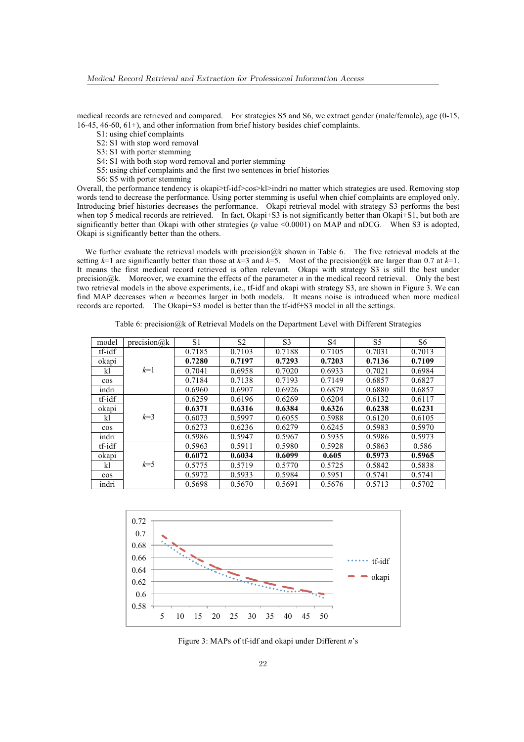medical records are retrieved and compared. For strategies S5 and S6, we extract gender (male/female), age (0-15, 16-45, 46-60, 61+), and other information from brief history besides chief complaints.

S1: using chief complaints
S2: S1 with stop word removal
S3: S1 with porter stemming
S4: S1 with both stop word removal and porter stemming
S5: using chief complaints and the first two sentences in brief histories
S6: S5 with porter stemming

Overall, the performance tendency is okapi>tf-idf>cos>kl>indri no matter which strategies are used. Removing stop words tend to decrease the performance. Using porter stemming is useful when chief complaints are employed only. Introducing brief histories decreases the performance. Okapi retrieval model with strategy S3 performs the best when top 5 medical records are retrieved. In fact, Okapi+S3 is not significantly better than Okapi+S1, but both are significantly better than Okapi with other strategies ($p$ value <0.0001) on MAP and nDCG. When S3 is adopted, Okapi is significantly better than the others.

We further evaluate the retrieval models with precision@k shown in Table 6. The five retrieval models at the setting $k$=1 are significantly better than those at $k$=3 and $k$=5. Most of the precision@k are larger than 0.7 at $k$=1. It means the first medical record retrieved is often relevant. Okapi with strategy S3 is still the best under precision@k. Moreover, we examine the effects of the parameter $n$ in the medical record retrieval. Only the best two retrieval models in the above experiments, i.e., tf-idf and okapi with strategy S3, are shown in Figure 3. We can find MAP decreases when $n$ becomes larger in both models. It means noise is introduced when more medical records are reported. The Okapi+S3 model is better than the tf-idf+S3 model in all the settings.

Table 6: precision@k of Retrieval Models on the Department Level with Different Strategies

| model | precision@k | S1 | S2 | S3 | S4 | S5 | S6 |
|---|---|---|---|---|---|---|---|
| tf-idf | $k$=1 | 0.7185 | 0.7103 | 0.7188 | 0.7105 | 0.7031 | 0.7013 |
| okapi | | **0.7280** | **0.7197** | **0.7293** | **0.7203** | **0.7136** | **0.7109** |
| kl | | 0.7041 | 0.6958 | 0.7020 | 0.6933 | 0.7021 | 0.6984 |
| cos | | 0.7184 | 0.7138 | 0.7193 | 0.7149 | 0.6857 | 0.6827 |
| indri | | 0.6960 | 0.6907 | 0.6926 | 0.6879 | 0.6880 | 0.6857 |
| tf-idf | $k$=3 | 0.6259 | 0.6196 | 0.6269 | 0.6204 | 0.6132 | 0.6117 |
| okapi | | **0.6371** | **0.6316** | **0.6384** | **0.6326** | **0.6238** | **0.6231** |
| kl | | 0.6073 | 0.5997 | 0.6055 | 0.5988 | 0.6120 | 0.6105 |
| cos | | 0.6273 | 0.6236 | 0.6279 | 0.6245 | 0.5983 | 0.5970 |
| indri | | 0.5986 | 0.5947 | 0.5967 | 0.5935 | 0.5986 | 0.5973 |
| tf-idf | $k$=5 | 0.5963 | 0.5911 | 0.5980 | 0.5928 | 0.5863 | 0.586 |
| okapi | | **0.6072** | **0.6034** | **0.6099** | **0.605** | **0.5973** | **0.5965** |
| kl | | 0.5775 | 0.5719 | 0.5770 | 0.5725 | 0.5842 | 0.5838 |
| cos | | 0.5972 | 0.5933 | 0.5984 | 0.5951 | 0.5741 | 0.5741 |
| indri | | 0.5698 | 0.5670 | 0.5691 | 0.5676 | 0.5713 | 0.5702 |

Figure 3: MAPs of tf-idf and okapi under Different $n$'s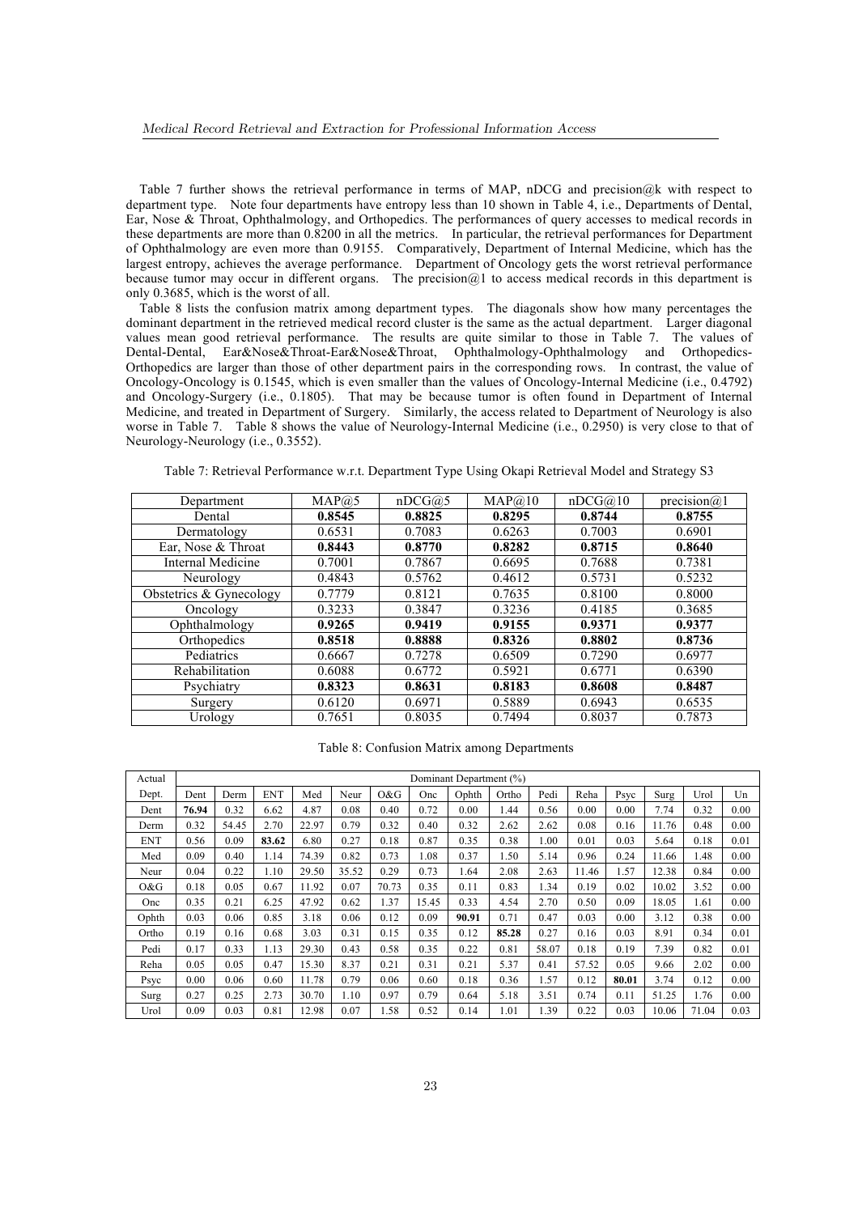Table 7 further shows the retrieval performance in terms of MAP, nDCG and precision@k with respect to department type. Note four departments have entropy less than 10 shown in Table 4, i.e., Departments of Dental, Ear, Nose & Throat, Ophthalmology, and Orthopedics. The performances of query accesses to medical records in these departments are more than 0.8200 in all the metrics. In particular, the retrieval performances for Department of Ophthalmology are even more than 0.9155. Comparatively, Department of Internal Medicine, which has the largest entropy, achieves the average performance. Department of Oncology gets the worst retrieval performance because tumor may occur in different organs. The precision@1 to access medical records in this department is only 0.3685, which is the worst of all.

Table 8 lists the confusion matrix among department types. The diagonals show how many percentages the dominant department in the retrieved medical record cluster is the same as the actual department. Larger diagonal values mean good retrieval performance. The results are quite similar to those in Table 7. The values of Dental-Dental, Ear&Nose&Throat-Ear&Nose&Throat, Ophthalmology-Ophthalmology and Orthopedics-Orthopedics are larger than those of other department pairs in the corresponding rows. In contrast, the value of Oncology-Oncology is 0.1545, which is even smaller than the values of Oncology-Internal Medicine (i.e., 0.4792) and Oncology-Surgery (i.e., 0.1805). That may be because tumor is often found in Department of Internal Medicine, and treated in Department of Surgery. Similarly, the access related to Department of Neurology is also worse in Table 7. Table 8 shows the value of Neurology-Internal Medicine (i.e., 0.2950) is very close to that of Neurology-Neurology (i.e., 0.3552).

Table 7: Retrieval Performance w.r.t. Department Type Using Okapi Retrieval Model and Strategy S3

| Department | MAP@5 | nDCG@5 | MAP@10 | nDCG@10 | precision@1 |
|---|---|---|---|---|---|
| Dental | **0.8545** | **0.8825** | **0.8295** | **0.8744** | **0.8755** |
| Dermatology | 0.6531 | 0.7083 | 0.6263 | 0.7003 | 0.6901 |
| Ear, Nose & Throat | **0.8443** | **0.8770** | **0.8282** | **0.8715** | **0.8640** |
| Internal Medicine | 0.7001 | 0.7867 | 0.6695 | 0.7688 | 0.7381 |
| Neurology | 0.4843 | 0.5762 | 0.4612 | 0.5731 | 0.5232 |
| Obstetrics & Gynecology | 0.7779 | 0.8121 | 0.7635 | 0.8100 | 0.8000 |
| Oncology | 0.3233 | 0.3847 | 0.3236 | 0.4185 | 0.3685 |
| Ophthalmology | **0.9265** | **0.9419** | **0.9155** | **0.9371** | **0.9377** |
| Orthopedics | **0.8518** | **0.8888** | **0.8326** | **0.8802** | **0.8736** |
| Pediatrics | 0.6667 | 0.7278 | 0.6509 | 0.7290 | 0.6977 |
| Rehabilitation | 0.6088 | 0.6772 | 0.5921 | 0.6771 | 0.6390 |
| Psychiatry | **0.8323** | **0.8631** | **0.8183** | **0.8608** | **0.8487** |
| Surgery | 0.6120 | 0.6971 | 0.5889 | 0.6943 | 0.6535 |
| Urology | 0.7651 | 0.8035 | 0.7494 | 0.8037 | 0.7873 |

Table 8: Confusion Matrix among Departments

| Actual | Dominant Department (%) | | | | | | | | | | | | | | |
|---|---|---|---|---|---|---|---|---|---|---|---|---|---|---|---|
| Dept. | Dent | Derm | ENT | Med | Neur | O&G | Onc | Ophth | Ortho | Pedi | Reha | Psyc | Surg | Urol | Un |
| Dent | **76.94** | 0.32 | 6.62 | 4.87 | 0.08 | 0.40 | 0.72 | 0.00 | 1.44 | 0.56 | 0.00 | 0.00 | 7.74 | 0.32 | 0.00 |
| Derm | 0.32 | 54.45 | 2.70 | 22.97 | 0.79 | 0.32 | 0.40 | 0.32 | 2.62 | 2.62 | 0.08 | 0.16 | 11.76 | 0.48 | 0.00 |
| ENT | 0.56 | 0.09 | **83.62** | 6.80 | 0.27 | 0.18 | 0.87 | 0.35 | 0.38 | 1.00 | 0.01 | 0.03 | 5.64 | 0.18 | 0.01 |
| Med | 0.09 | 0.40 | 1.14 | 74.39 | 0.82 | 0.73 | 1.08 | 0.37 | 1.50 | 5.14 | 0.96 | 0.24 | 11.66 | 1.48 | 0.00 |
| Neur | 0.04 | 0.22 | 1.10 | 29.50 | 35.52 | 0.29 | 0.73 | 1.64 | 2.08 | 2.63 | 11.46 | 1.57 | 12.38 | 0.84 | 0.00 |
| O&G | 0.18 | 0.05 | 0.67 | 11.92 | 0.07 | 70.73 | 0.35 | 0.11 | 0.83 | 1.34 | 0.19 | 0.02 | 10.02 | 3.52 | 0.00 |
| Onc | 0.35 | 0.21 | 6.25 | 47.92 | 0.62 | 1.37 | 15.45 | 0.33 | 4.54 | 2.70 | 0.50 | 0.09 | 18.05 | 1.61 | 0.00 |
| Ophth | 0.03 | 0.06 | 0.85 | 3.18 | 0.06 | 0.12 | 0.09 | **90.91** | 0.71 | 0.47 | 0.03 | 0.00 | 3.12 | 0.38 | 0.00 |
| Ortho | 0.19 | 0.16 | 0.68 | 3.03 | 0.31 | 0.15 | 0.35 | 0.12 | **85.28** | 0.27 | 0.16 | 0.03 | 8.91 | 0.34 | 0.01 |
| Pedi | 0.17 | 0.33 | 1.13 | 29.30 | 0.43 | 0.58 | 0.35 | 0.22 | 0.81 | 58.07 | 0.18 | 0.19 | 7.39 | 0.82 | 0.01 |
| Reha | 0.05 | 0.05 | 0.47 | 15.30 | 8.37 | 0.21 | 0.31 | 0.21 | 5.37 | 0.41 | 57.52 | 0.05 | 9.66 | 2.02 | 0.00 |
| Psyc | 0.00 | 0.06 | 0.60 | 11.78 | 0.79 | 0.06 | 0.60 | 0.18 | 0.36 | 1.57 | 0.12 | **80.01** | 3.74 | 0.12 | 0.00 |
| Surg | 0.27 | 0.25 | 2.73 | 30.70 | 1.10 | 0.97 | 0.79 | 0.64 | 5.18 | 3.51 | 0.74 | 0.11 | 51.25 | 1.76 | 0.00 |
| Urol | 0.09 | 0.03 | 0.81 | 12.98 | 0.07 | 1.58 | 0.52 | 0.14 | 1.01 | 1.39 | 0.22 | 0.03 | 10.06 | 71.04 | 0.03 |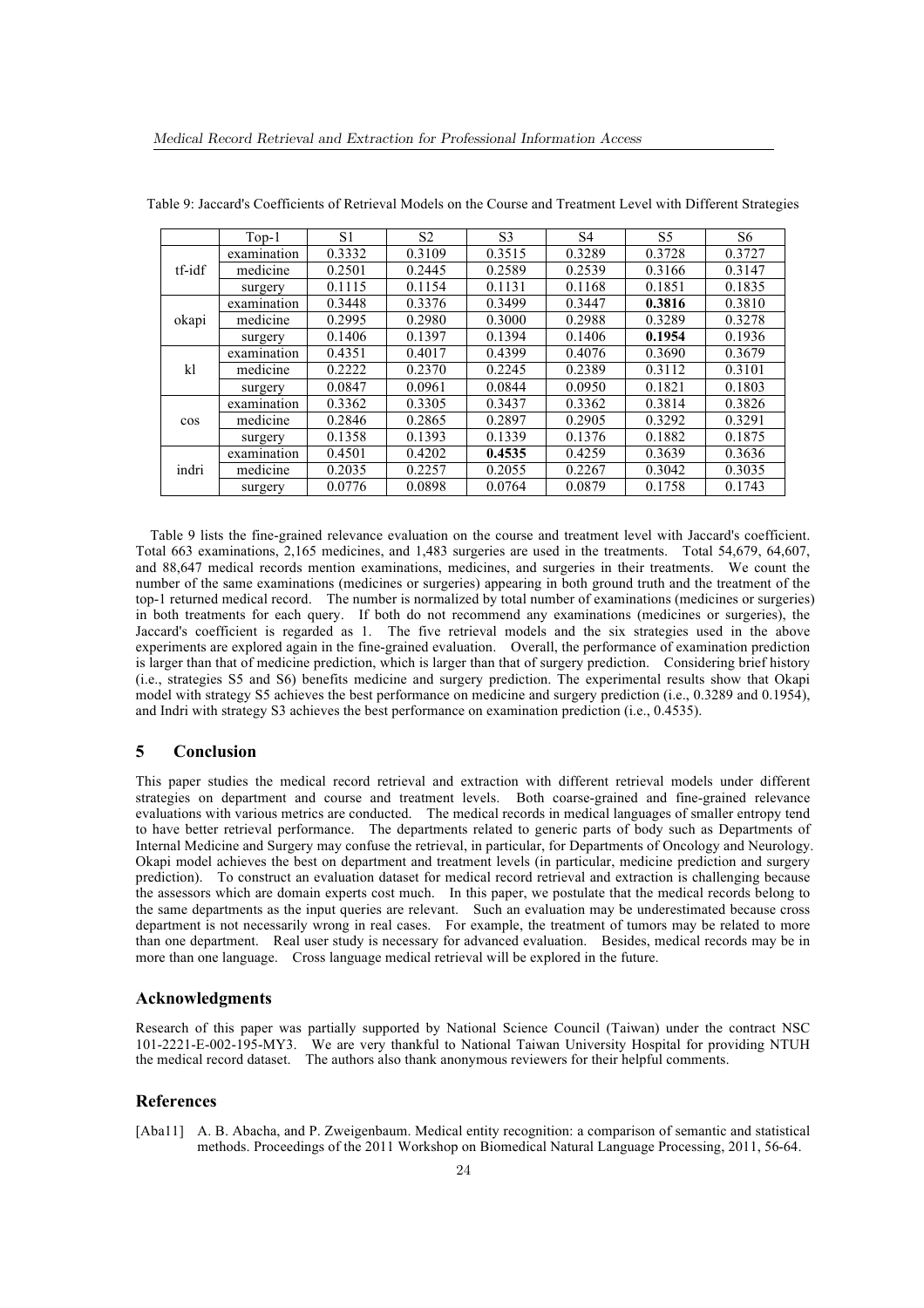Table 9: Jaccard's Coefficients of Retrieval Models on the Course and Treatment Level with Different Strategies

| | Top-1 | S1 | S2 | S3 | S4 | S5 | S6 |
|---|---|---|---|---|---|---|---|
| tf-idf | examination | 0.3332 | 0.3109 | 0.3515 | 0.3289 | 0.3728 | 0.3727 |
| | medicine | 0.2501 | 0.2445 | 0.2589 | 0.2539 | 0.3166 | 0.3147 |
| | surgery | 0.1115 | 0.1154 | 0.1131 | 0.1168 | 0.1851 | 0.1835 |
| okapi | examination | 0.3448 | 0.3376 | 0.3499 | 0.3447 | **0.3816** | 0.3810 |
| | medicine | 0.2995 | 0.2980 | 0.3000 | 0.2988 | 0.3289 | 0.3278 |
| | surgery | 0.1406 | 0.1397 | 0.1394 | 0.1406 | **0.1954** | 0.1936 |
| kl | examination | 0.4351 | 0.4017 | 0.4399 | 0.4076 | 0.3690 | 0.3679 |
| | medicine | 0.2222 | 0.2370 | 0.2245 | 0.2389 | 0.3112 | 0.3101 |
| | surgery | 0.0847 | 0.0961 | 0.0844 | 0.0950 | 0.1821 | 0.1803 |
| cos | examination | 0.3362 | 0.3305 | 0.3437 | 0.3362 | 0.3814 | 0.3826 |
| | medicine | 0.2846 | 0.2865 | 0.2897 | 0.2905 | 0.3292 | 0.3291 |
| | surgery | 0.1358 | 0.1393 | 0.1339 | 0.1376 | 0.1882 | 0.1875 |
| indri | examination | 0.4501 | 0.4202 | **0.4535** | 0.4259 | 0.3639 | 0.3636 |
| | medicine | 0.2035 | 0.2257 | 0.2055 | 0.2267 | 0.3042 | 0.3035 |
| | surgery | 0.0776 | 0.0898 | 0.0764 | 0.0879 | 0.1758 | 0.1743 |

Table 9 lists the fine-grained relevance evaluation on the course and treatment level with Jaccard's coefficient. Total 663 examinations, 2,165 medicines, and 1,483 surgeries are used in the treatments. Total 54,679, 64,607, and 88,647 medical records mention examinations, medicines, and surgeries in their treatments. We count the number of the same examinations (medicines or surgeries) appearing in both ground truth and the treatment of the top-1 returned medical record. The number is normalized by total number of examinations (medicines or surgeries) in both treatments for each query. If both do not recommend any examinations (medicines or surgeries), the Jaccard's coefficient is regarded as 1. The five retrieval models and the six strategies used in the above experiments are explored again in the fine-grained evaluation. Overall, the performance of examination prediction is larger than that of medicine prediction, which is larger than that of surgery prediction. Considering brief history (i.e., strategies S5 and S6) benefits medicine and surgery prediction. The experimental results show that Okapi model with strategy S5 achieves the best performance on medicine and surgery prediction (i.e., 0.3289 and 0.1954), and Indri with strategy S3 achieves the best performance on examination prediction (i.e., 0.4535).

## 5 Conclusion

This paper studies the medical record retrieval and extraction with different retrieval models under different strategies on department and course and treatment levels. Both coarse-grained and fine-grained relevance evaluations with various metrics are conducted. The medical records in medical languages of smaller entropy tend to have better retrieval performance. The departments related to generic parts of body such as Departments of Internal Medicine and Surgery may confuse the retrieval, in particular, for Departments of Oncology and Neurology. Okapi model achieves the best on department and treatment levels (in particular, medicine prediction and surgery prediction). To construct an evaluation dataset for medical record retrieval and extraction is challenging because the assessors which are domain experts cost much. In this paper, we postulate that the medical records belong to the same departments as the input queries are relevant. Such an evaluation may be underestimated because cross department is not necessarily wrong in real cases. For example, the treatment of tumors may be related to more than one department. Real user study is necessary for advanced evaluation. Besides, medical records may be in more than one language. Cross language medical retrieval will be explored in the future.

### Acknowledgments

Research of this paper was partially supported by National Science Council (Taiwan) under the contract NSC 101-2221-E-002-195-MY3. We are very thankful to National Taiwan University Hospital for providing NTUH the medical record dataset. The authors also thank anonymous reviewers for their helpful comments.

### References

[Aba11] A. B. Abacha, and P. Zweigenbaum. Medical entity recognition: a comparison of semantic and statistical methods. Proceedings of the 2011 Workshop on Biomedical Natural Language Processing, 2011, 56-64.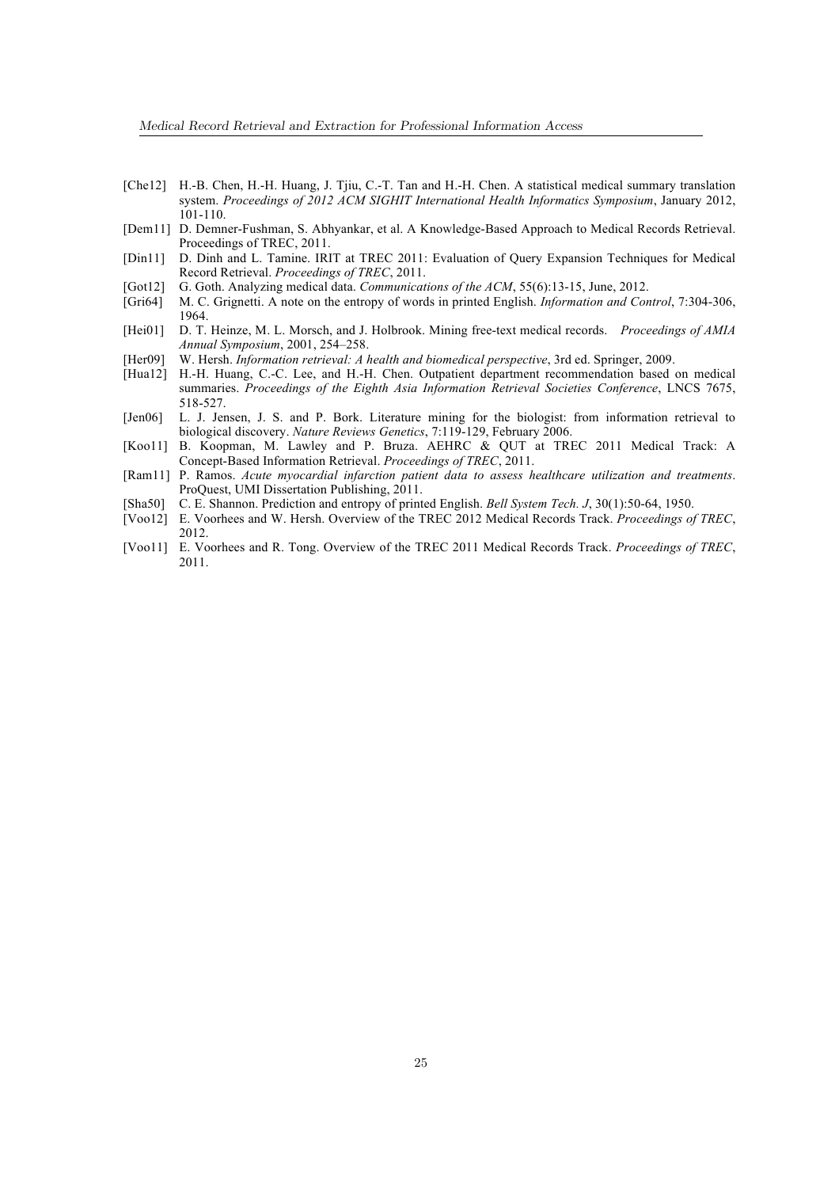[Che12] H.-B. Chen, H.-H. Huang, J. Tjiu, C.-T. Tan and H.-H. Chen. A statistical medical summary translation system. *Proceedings of 2012 ACM SIGHIT International Health Informatics Symposium*, January 2012, 101-110.

[Dem11] D. Demner-Fushman, S. Abhyankar, et al. A Knowledge-Based Approach to Medical Records Retrieval. Proceedings of TREC, 2011.

[Din11] D. Dinh and L. Tamine. IRIT at TREC 2011: Evaluation of Query Expansion Techniques for Medical Record Retrieval. *Proceedings of TREC*, 2011.

[Got12] G. Goth. Analyzing medical data. *Communications of the ACM*, 55(6):13-15, June, 2012.

[Gri64] M. C. Grignetti. A note on the entropy of words in printed English. *Information and Control*, 7:304-306, 1964.

[Hei01] D. T. Heinze, M. L. Morsch, and J. Holbrook. Mining free-text medical records. *Proceedings of AMIA Annual Symposium*, 2001, 254–258.

[Her09] W. Hersh. *Information retrieval: A health and biomedical perspective*, 3rd ed. Springer, 2009.

[Hua12] H.-H. Huang, C.-C. Lee, and H.-H. Chen. Outpatient department recommendation based on medical summaries. *Proceedings of the Eighth Asia Information Retrieval Societies Conference*, LNCS 7675, 518-527.

[Jen06] L. J. Jensen, J. S. and P. Bork. Literature mining for the biologist: from information retrieval to biological discovery. *Nature Reviews Genetics*, 7:119-129, February 2006.

[Koo11] B. Koopman, M. Lawley and P. Bruza. AEHRC & QUT at TREC 2011 Medical Track: A Concept-Based Information Retrieval. *Proceedings of TREC*, 2011.

[Ram11] P. Ramos. *Acute myocardial infarction patient data to assess healthcare utilization and treatments*. ProQuest, UMI Dissertation Publishing, 2011.

[Sha50] C. E. Shannon. Prediction and entropy of printed English. *Bell System Tech. J*, 30(1):50-64, 1950.

[Voo12] E. Voorhees and W. Hersh. Overview of the TREC 2012 Medical Records Track. *Proceedings of TREC*, 2012.

[Voo11] E. Voorhees and R. Tong. Overview of the TREC 2011 Medical Records Track. *Proceedings of TREC*, 2011.